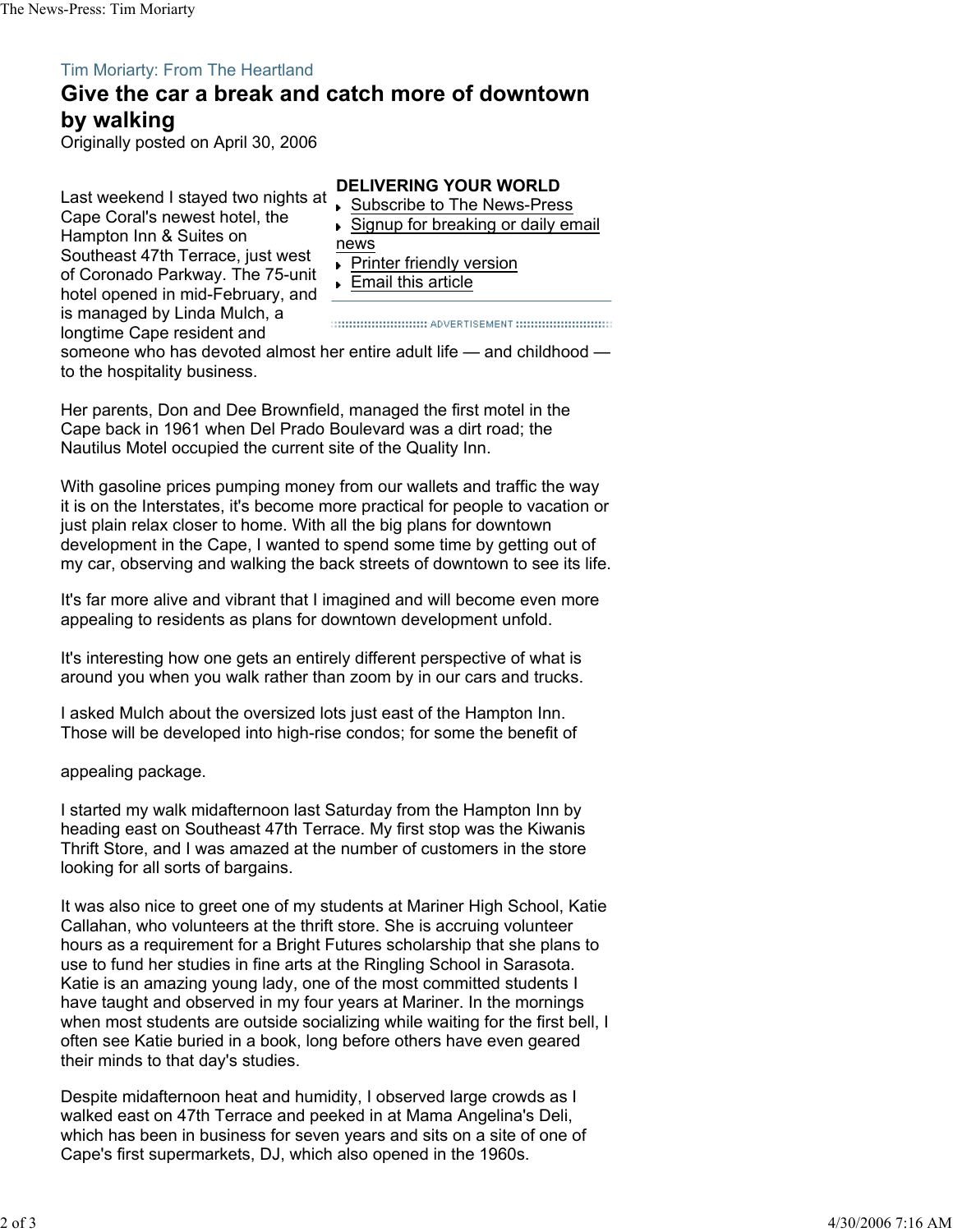Tim Moriarty: From The Heartland

# Give the car a break and catch more of downtown by walking

Originally posted on April 30, 2006

**DELIVERING YOUR WORLD**

- Subscribe to The News-Press
- Signup for breaking or daily email news
- Printer friendly version
- Email this article

Last weekend I stayed two nights at Cape Coral's newest hotel, the Hampton Inn & Suites on Southeast 47th Terrace, just west of Coronado Parkway. The 75-unit hotel opened in mid-February, and is managed by Linda Mulch, a longtime Cape resident and someone who has devoted almost her entire adult life — and childhood — to the hospitality business.

Her parents, Don and Dee Brownfield, managed the first motel in the Cape back in 1961 when Del Prado Boulevard was a dirt road; the Nautilus Motel occupied the current site of the Quality Inn.

With gasoline prices pumping money from our wallets and traffic the way it is on the Interstates, it's become more practical for people to vacation or just plain relax closer to home. With all the big plans for downtown development in the Cape, I wanted to spend some time by getting out of my car, observing and walking the back streets of downtown to see its life.

It's far more alive and vibrant that I imagined and will become even more appealing to residents as plans for downtown development unfold.

It's interesting how one gets an entirely different perspective of what is around you when you walk rather than zoom by in our cars and trucks.

I asked Mulch about the oversized lots just east of the Hampton Inn. Those will be developed into high-rise condos; for some the benefit of

appealing package.

I started my walk midafternoon last Saturday from the Hampton Inn by heading east on Southeast 47th Terrace. My first stop was the Kiwanis Thrift Store, and I was amazed at the number of customers in the store looking for all sorts of bargains.

It was also nice to greet one of my students at Mariner High School, Katie Callahan, who volunteers at the thrift store. She is accruing volunteer hours as a requirement for a Bright Futures scholarship that she plans to use to fund her studies in fine arts at the Ringling School in Sarasota. Katie is an amazing young lady, one of the most committed students I have taught and observed in my four years at Mariner. In the mornings when most students are outside socializing while waiting for the first bell, I often see Katie buried in a book, long before others have even geared their minds to that day's studies.

Despite midafternoon heat and humidity, I observed large crowds as I walked east on 47th Terrace and peeked in at Mama Angelina's Deli, which has been in business for seven years and sits on a site of one of Cape's first supermarkets, DJ, which also opened in the 1960s.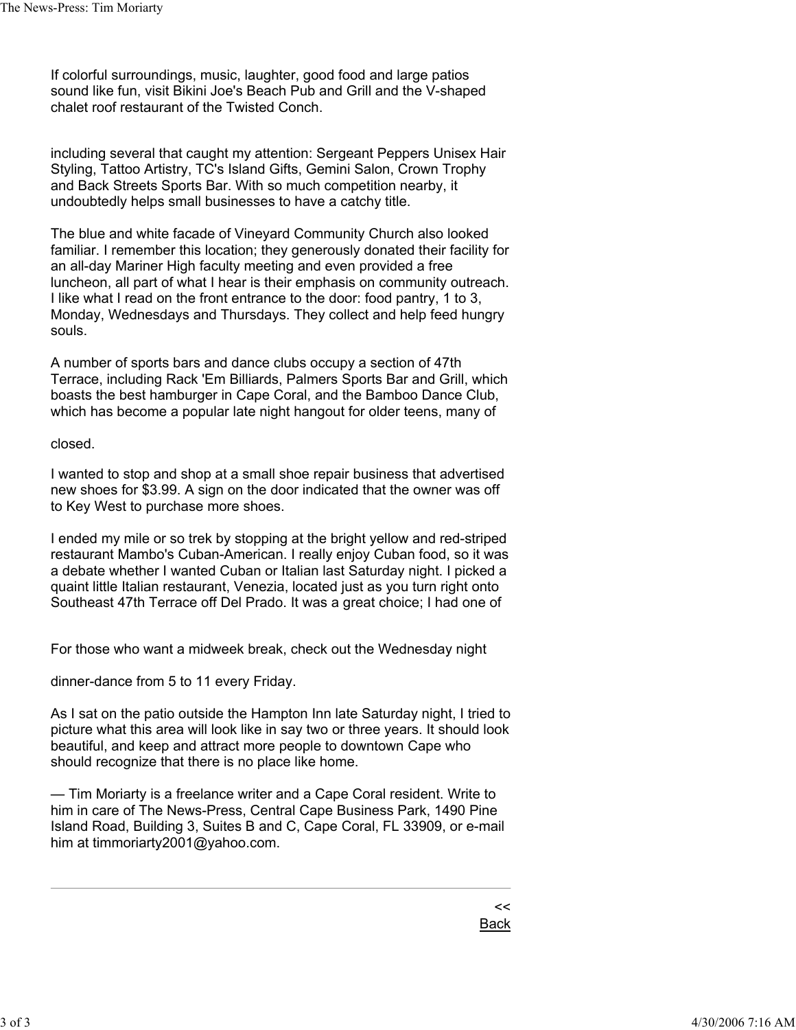If colorful surroundings, music, laughter, good food and large patios sound like fun, visit Bikini Joe's Beach Pub and Grill and the V-shaped chalet roof restaurant of the Twisted Conch.

including several that caught my attention: Sergeant Peppers Unisex Hair Styling, Tattoo Artistry, TC's Island Gifts, Gemini Salon, Crown Trophy and Back Streets Sports Bar. With so much competition nearby, it undoubtedly helps small businesses to have a catchy title.

The blue and white facade of Vineyard Community Church also looked familiar. I remember this location; they generously donated their facility for an all-day Mariner High faculty meeting and even provided a free luncheon, all part of what I hear is their emphasis on community outreach. I like what I read on the front entrance to the door: food pantry, 1 to 3, Monday, Wednesdays and Thursdays. They collect and help feed hungry souls.

A number of sports bars and dance clubs occupy a section of 47th Terrace, including Rack 'Em Billiards, Palmers Sports Bar and Grill, which boasts the best hamburger in Cape Coral, and the Bamboo Dance Club, which has become a popular late night hangout for older teens, many of

closed.

I wanted to stop and shop at a small shoe repair business that advertised new shoes for $3.99. A sign on the door indicated that the owner was off to Key West to purchase more shoes.

I ended my mile or so trek by stopping at the bright yellow and red-striped restaurant Mambo's Cuban-American. I really enjoy Cuban food, so it was a debate whether I wanted Cuban or Italian last Saturday night. I picked a quaint little Italian restaurant, Venezia, located just as you turn right onto Southeast 47th Terrace off Del Prado. It was a great choice; I had one of

For those who want a midweek break, check out the Wednesday night

dinner-dance from 5 to 11 every Friday.

As I sat on the patio outside the Hampton Inn late Saturday night, I tried to picture what this area will look like in say two or three years. It should look beautiful, and keep and attract more people to downtown Cape who should recognize that there is no place like home.

— Tim Moriarty is a freelance writer and a Cape Coral resident. Write to him in care of The News-Press, Central Cape Business Park, 1490 Pine Island Road, Building 3, Suites B and C, Cape Coral, FL 33909, or e-mail him at timmoriarty2001@yahoo.com.

---

<< Back